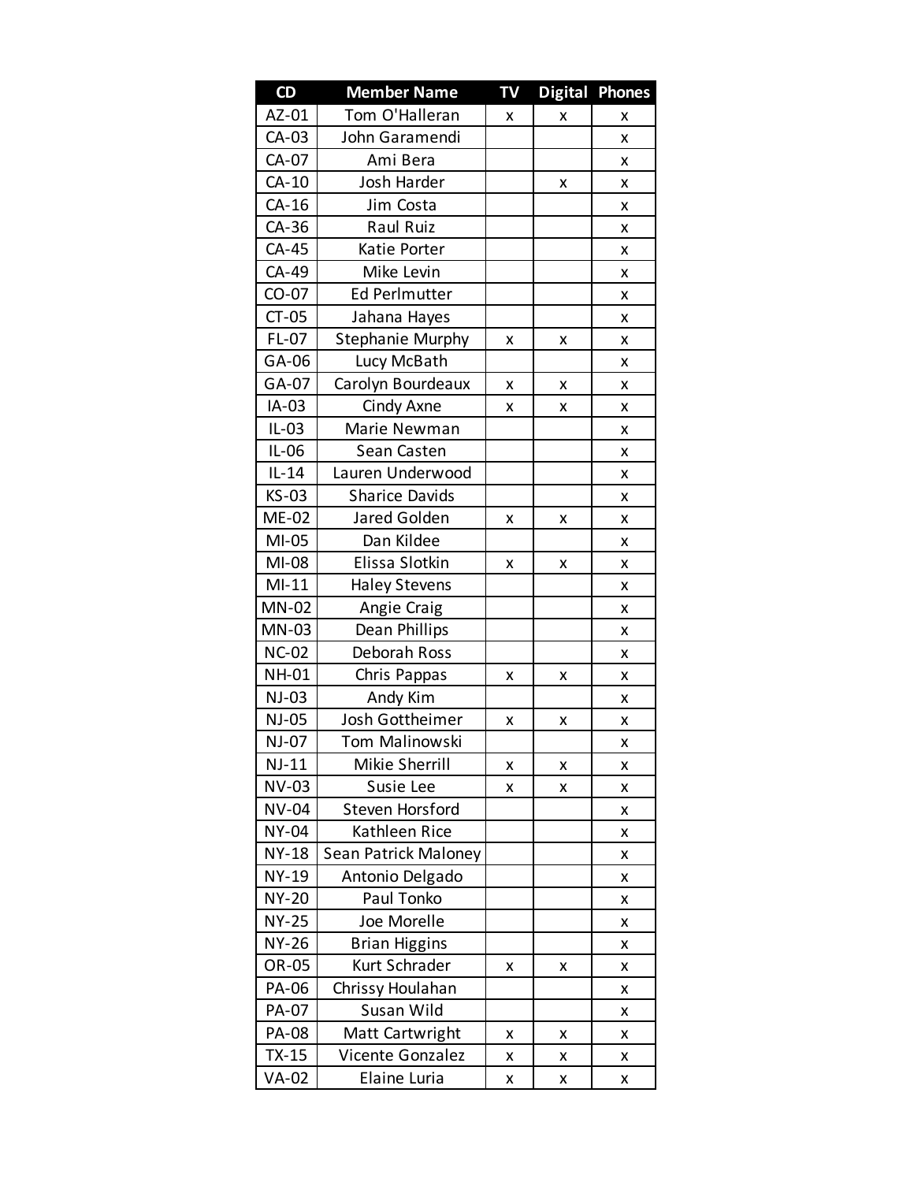| CD | Member Name | TV | Digital | Phones |
| --- | --- | --- | --- | --- |
| AZ-01 | Tom O'Halleran | x | x | x |
| CA-03 | John Garamendi | | | x |
| CA-07 | Ami Bera | | | x |
| CA-10 | Josh Harder | | x | x |
| CA-16 | Jim Costa | | | x |
| CA-36 | Raul Ruiz | | | x |
| CA-45 | Katie Porter | | | x |
| CA-49 | Mike Levin | | | x |
| CO-07 | Ed Perlmutter | | | x |
| CT-05 | Jahana Hayes | | | x |
| FL-07 | Stephanie Murphy | x | x | x |
| GA-06 | Lucy McBath | | | x |
| GA-07 | Carolyn Bourdeaux | x | x | x |
| IA-03 | Cindy Axne | x | x | x |
| IL-03 | Marie Newman | | | x |
| IL-06 | Sean Casten | | | x |
| IL-14 | Lauren Underwood | | | x |
| KS-03 | Sharice Davids | | | x |
| ME-02 | Jared Golden | x | x | x |
| MI-05 | Dan Kildee | | | x |
| MI-08 | Elissa Slotkin | x | x | x |
| MI-11 | Haley Stevens | | | x |
| MN-02 | Angie Craig | | | x |
| MN-03 | Dean Phillips | | | x |
| NC-02 | Deborah Ross | | | x |
| NH-01 | Chris Pappas | x | x | x |
| NJ-03 | Andy Kim | | | x |
| NJ-05 | Josh Gottheimer | x | x | x |
| NJ-07 | Tom Malinowski | | | x |
| NJ-11 | Mikie Sherrill | x | x | x |
| NV-03 | Susie Lee | x | x | x |
| NV-04 | Steven Horsford | | | x |
| NY-04 | Kathleen Rice | | | x |
| NY-18 | Sean Patrick Maloney | | | x |
| NY-19 | Antonio Delgado | | | x |
| NY-20 | Paul Tonko | | | x |
| NY-25 | Joe Morelle | | | x |
| NY-26 | Brian Higgins | | | x |
| OR-05 | Kurt Schrader | x | x | x |
| PA-06 | Chrissy Houlahan | | | x |
| PA-07 | Susan Wild | | | x |
| PA-08 | Matt Cartwright | x | x | x |
| TX-15 | Vicente Gonzalez | x | x | x |
| VA-02 | Elaine Luria | x | x | x |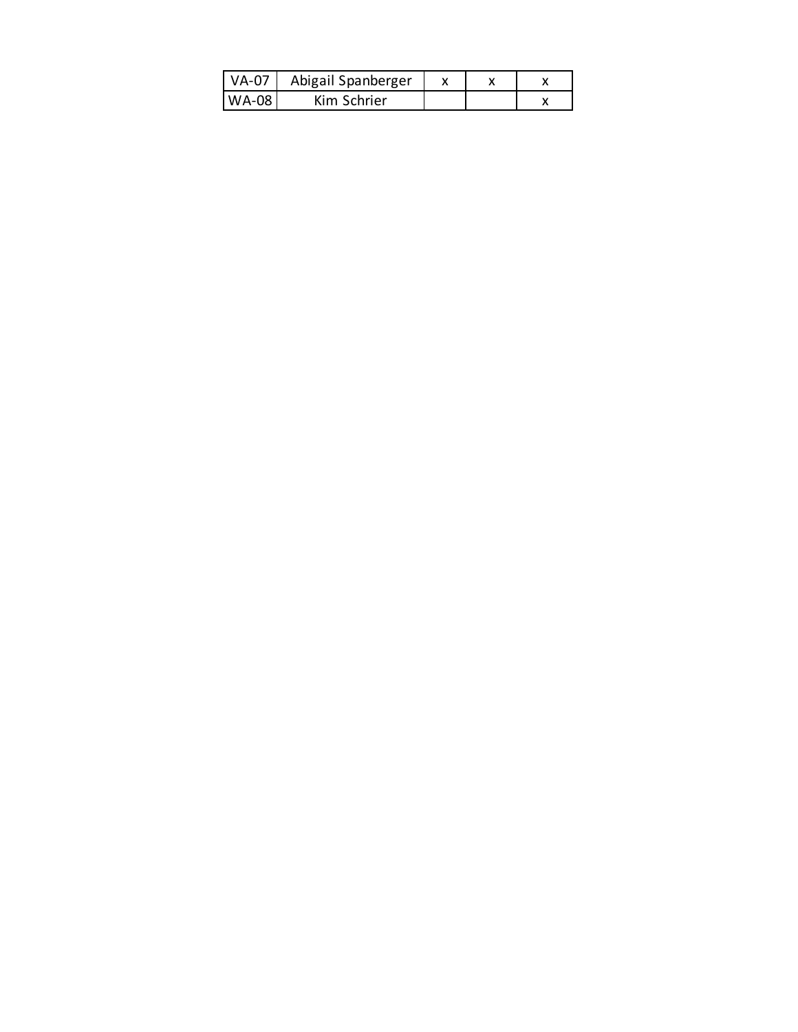| | | | | |
|---|---|---|---|---|
| VA-07 | Abigail Spanberger | x | x | x |
| WA-08 | Kim Schrier | | | x |